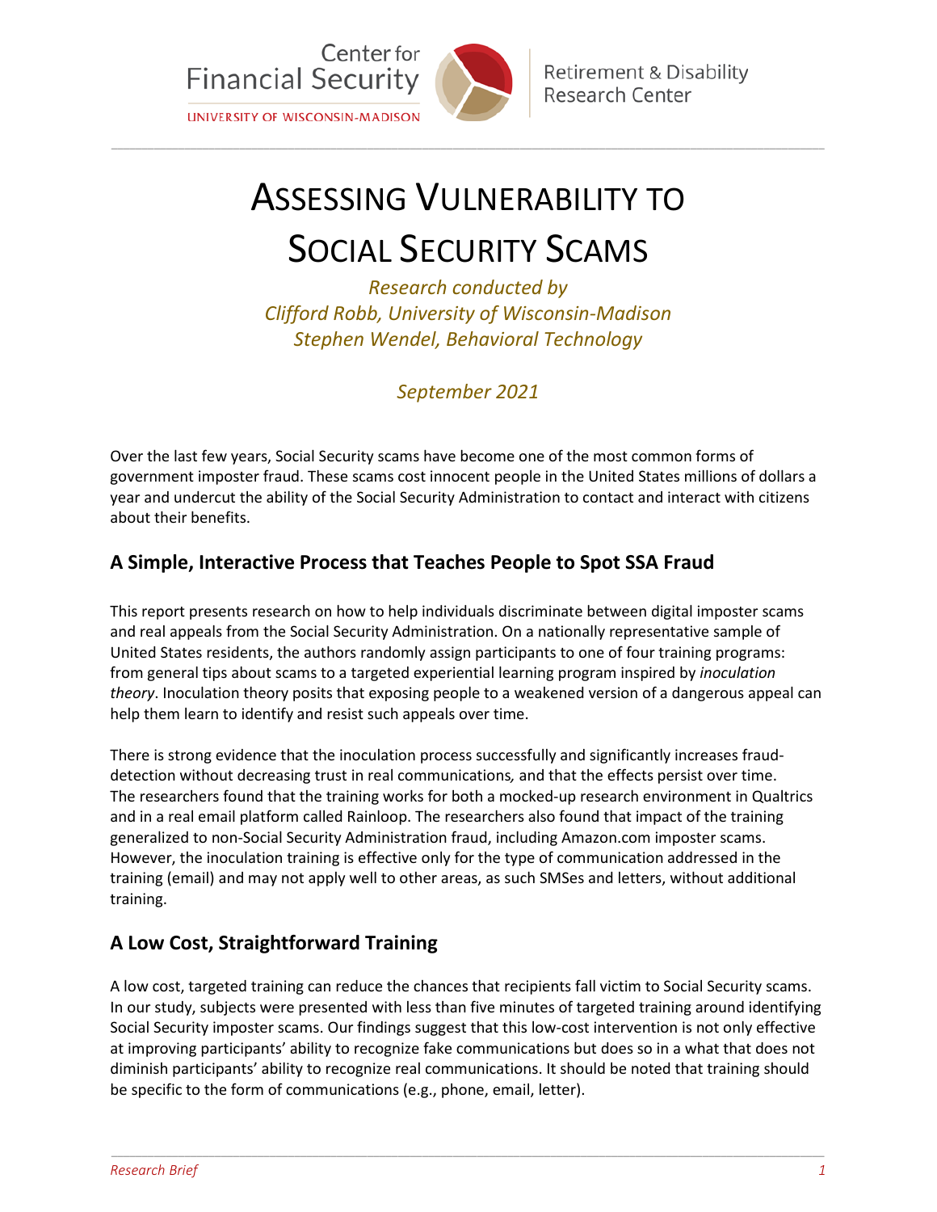Center for Financial Security
UNIVERSITY OF WISCONSIN-MADISON

Retirement & Disability Research Center

# Assessing Vulnerability to Social Security Scams

*Research conducted by*
*Clifford Robb, University of Wisconsin-Madison*
*Stephen Wendel, Behavioral Technology*

*September 2021*

Over the last few years, Social Security scams have become one of the most common forms of government imposter fraud. These scams cost innocent people in the United States millions of dollars a year and undercut the ability of the Social Security Administration to contact and interact with citizens about their benefits.

## A Simple, Interactive Process that Teaches People to Spot SSA Fraud

This report presents research on how to help individuals discriminate between digital imposter scams and real appeals from the Social Security Administration. On a nationally representative sample of United States residents, the authors randomly assign participants to one of four training programs: from general tips about scams to a targeted experiential learning program inspired by *inoculation theory*. Inoculation theory posits that exposing people to a weakened version of a dangerous appeal can help them learn to identify and resist such appeals over time.

There is strong evidence that the inoculation process successfully and significantly increases fraud-detection without decreasing trust in real communications*,* and that the effects persist over time. The researchers found that the training works for both a mocked-up research environment in Qualtrics and in a real email platform called Rainloop. The researchers also found that impact of the training generalized to non-Social Security Administration fraud, including Amazon.com imposter scams. However, the inoculation training is effective only for the type of communication addressed in the training (email) and may not apply well to other areas, as such SMSes and letters, without additional training.

## A Low Cost, Straightforward Training

A low cost, targeted training can reduce the chances that recipients fall victim to Social Security scams. In our study, subjects were presented with less than five minutes of targeted training around identifying Social Security imposter scams. Our findings suggest that this low-cost intervention is not only effective at improving participants' ability to recognize fake communications but does so in a what that does not diminish participants' ability to recognize real communications. It should be noted that training should be specific to the form of communications (e.g., phone, email, letter).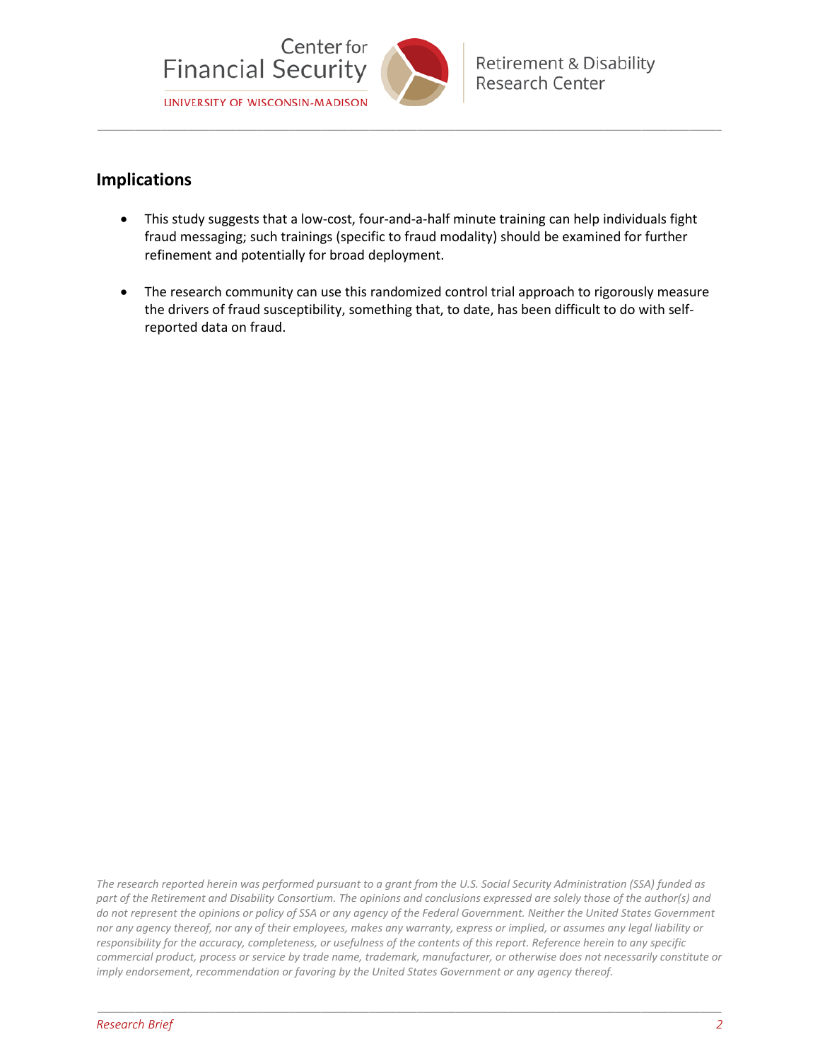## Implications

- This study suggests that a low-cost, four-and-a-half minute training can help individuals fight fraud messaging; such trainings (specific to fraud modality) should be examined for further refinement and potentially for broad deployment.

- The research community can use this randomized control trial approach to rigorously measure the drivers of fraud susceptibility, something that, to date, has been difficult to do with self-reported data on fraud.

*The research reported herein was performed pursuant to a grant from the U.S. Social Security Administration (SSA) funded as part of the Retirement and Disability Consortium. The opinions and conclusions expressed are solely those of the author(s) and do not represent the opinions or policy of SSA or any agency of the Federal Government. Neither the United States Government nor any agency thereof, nor any of their employees, makes any warranty, express or implied, or assumes any legal liability or responsibility for the accuracy, completeness, or usefulness of the contents of this report. Reference herein to any specific commercial product, process or service by trade name, trademark, manufacturer, or otherwise does not necessarily constitute or imply endorsement, recommendation or favoring by the United States Government or any agency thereof.*